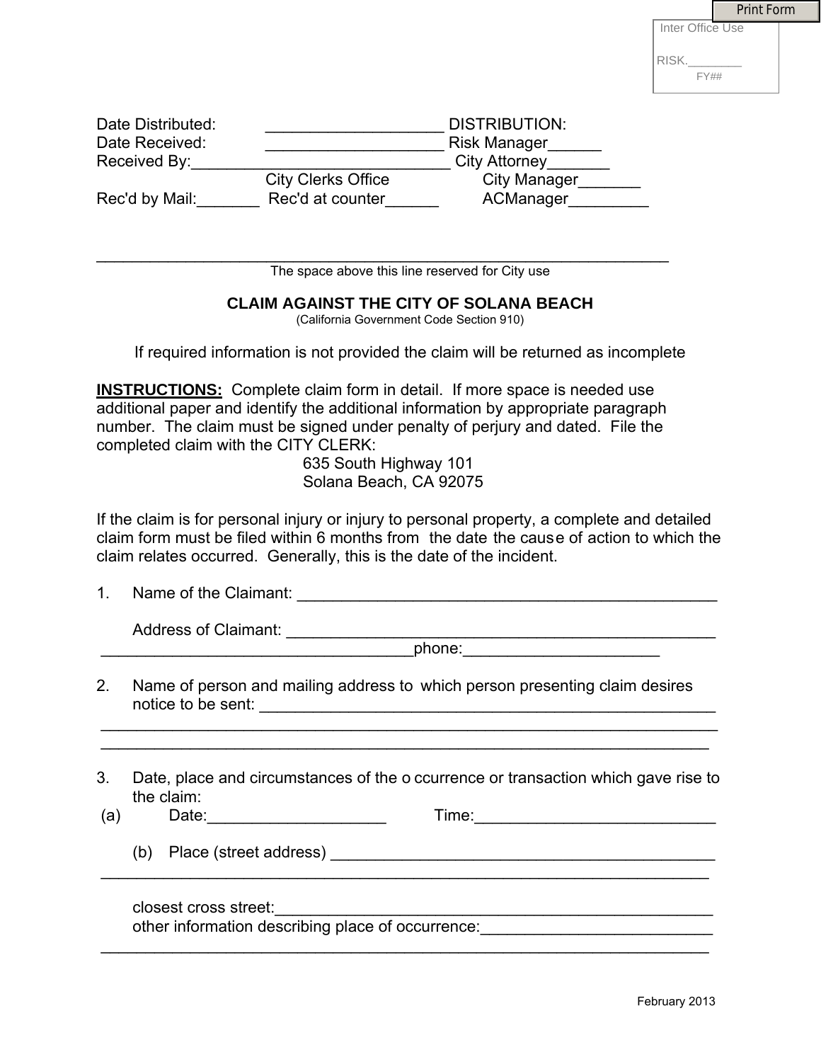Print Form

Inter Office Use

RISK.________
FY##

Date Distributed: ____________________ DISTRIBUTION:
Date Received: ____________________ Risk Manager______
Received By:____________________________ City Attorney_______
City Clerks Office City Manager_______
Rec'd by Mail:_______ Rec'd at counter______ ACManager_________

_______________________________________________________________
The space above this line reserved for City use

## CLAIM AGAINST THE CITY OF SOLANA BEACH

(California Government Code Section 910)

If required information is not provided the claim will be returned as incomplete

**INSTRUCTIONS:** Complete claim form in detail. If more space is needed use additional paper and identify the additional information by appropriate paragraph number. The claim must be signed under penalty of perjury and dated. File the completed claim with the CITY CLERK:

635 South Highway 101
Solana Beach, CA 92075

If the claim is for personal injury or injury to personal property, a complete and detailed claim form must be filed within 6 months from the date the cause of action to which the claim relates occurred. Generally, this is the date of the incident.

1. Name of the Claimant: _______________________________________________

   Address of Claimant: _______________________________________________
   __________________________________phone:_____________________

2. Name of person and mailing address to which person presenting claim desires notice to be sent: ____________________________________________________
   ___________________________________________________________________
   ___________________________________________________________________

3. Date, place and circumstances of the occurrence or transaction which gave rise to the claim:

   (a) Date:___________________ Time:__________________________

   (b) Place (street address) ___________________________________________
   ___________________________________________________________________

   closest cross street:_______________________________________________
   other information describing place of occurrence:_________________________
   ___________________________________________________________________

February 2013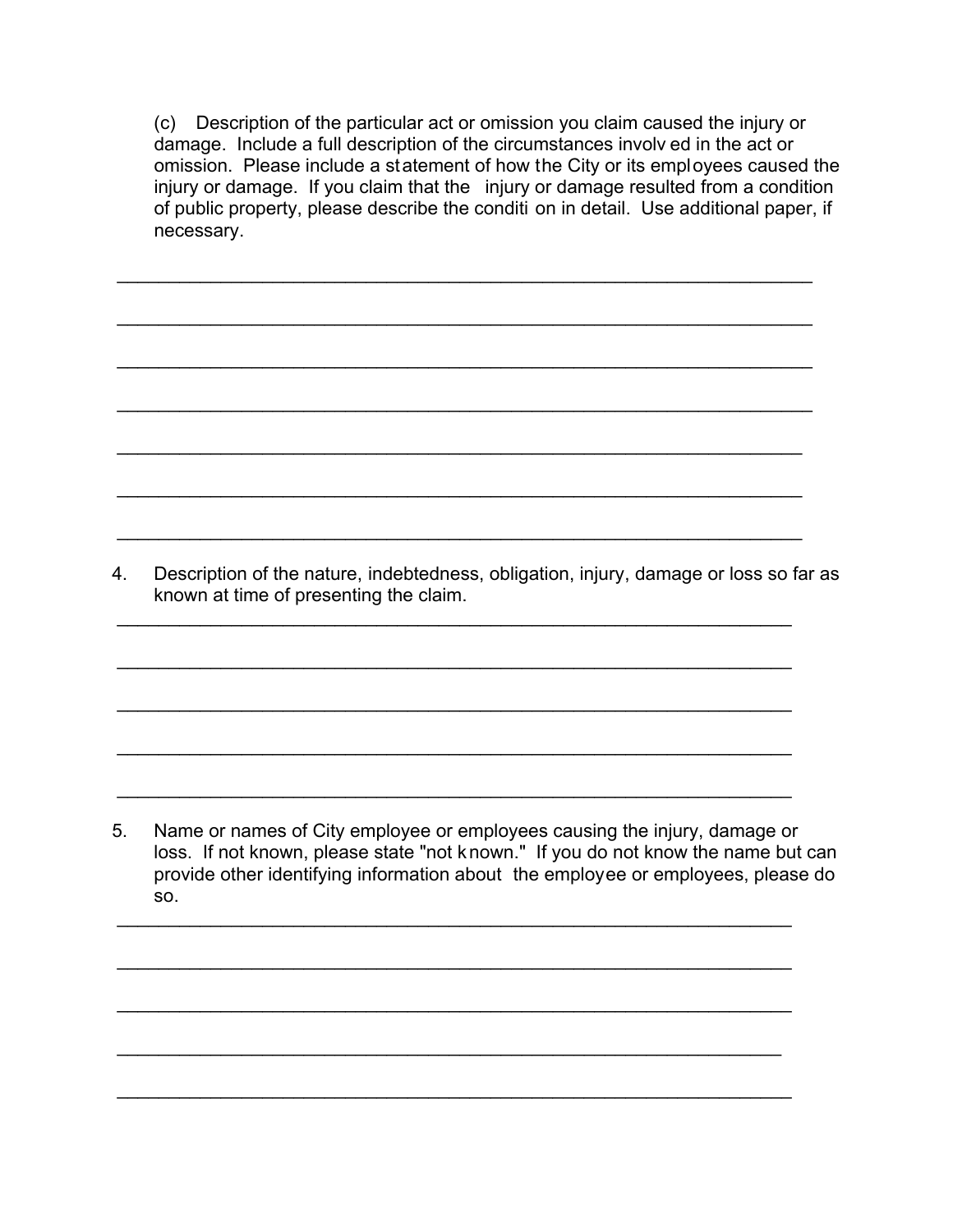(c) Description of the particular act or omission you claim caused the injury or damage. Include a full description of the circumstances involved in the act or omission. Please include a statement of how the City or its employees caused the injury or damage. If you claim that the injury or damage resulted from a condition of public property, please describe the condition in detail. Use additional paper, if necessary.

_______________________________________________________________

_______________________________________________________________

_______________________________________________________________

_______________________________________________________________

_______________________________________________________________

_______________________________________________________________

_______________________________________________________________

4. Description of the nature, indebtedness, obligation, injury, damage or loss so far as known at time of presenting the claim.

_______________________________________________________________

_______________________________________________________________

_______________________________________________________________

_______________________________________________________________

_______________________________________________________________

5. Name or names of City employee or employees causing the injury, damage or loss. If not known, please state "not known." If you do not know the name but can provide other identifying information about the employee or employees, please do so.

_______________________________________________________________

_______________________________________________________________

_______________________________________________________________

_______________________________________________________________

_______________________________________________________________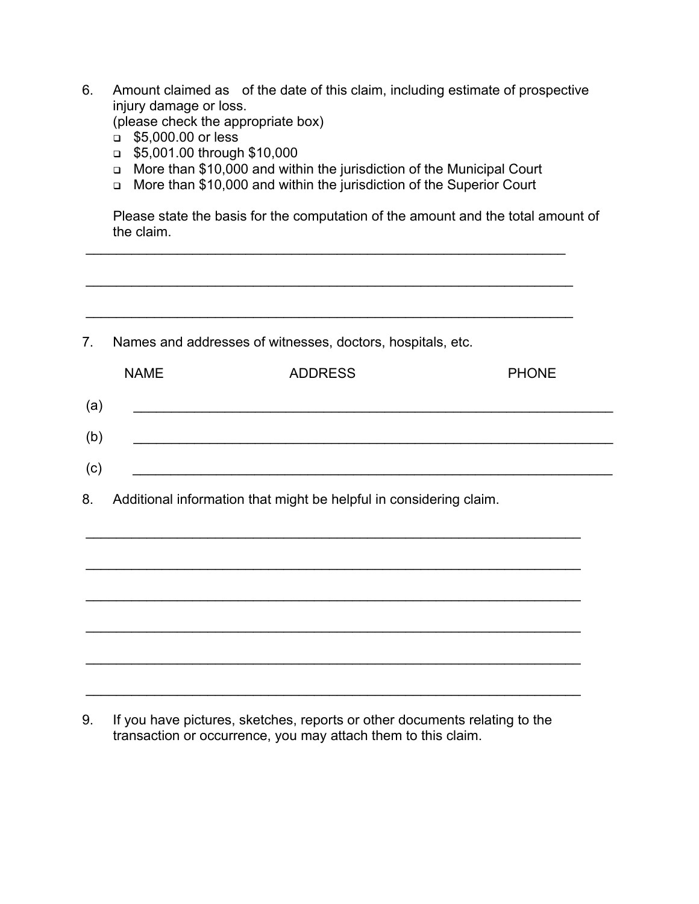6. Amount claimed as of the date of this claim, including estimate of prospective injury damage or loss.
   (please check the appropriate box)
   - ❑ $5,000.00 or less
   - ❑ $5,001.00 through $10,000
   - ❑ More than $10,000 and within the jurisdiction of the Municipal Court
   - ❑ More than $10,000 and within the jurisdiction of the Superior Court

   Please state the basis for the computation of the amount and the total amount of the claim.

   ______________________________________________________________

   ______________________________________________________________

   ______________________________________________________________

7. Names and addresses of witnesses, doctors, hospitals, etc.

| | NAME | ADDRESS | PHONE |
|---|---|---|---|
| (a) | | | |
| (b) | | | |
| (c) | | | |

8. Additional information that might be helpful in considering claim.

   ______________________________________________________________

   ______________________________________________________________

   ______________________________________________________________

   ______________________________________________________________

   ______________________________________________________________

   ______________________________________________________________

9. If you have pictures, sketches, reports or other documents relating to the transaction or occurrence, you may attach them to this claim.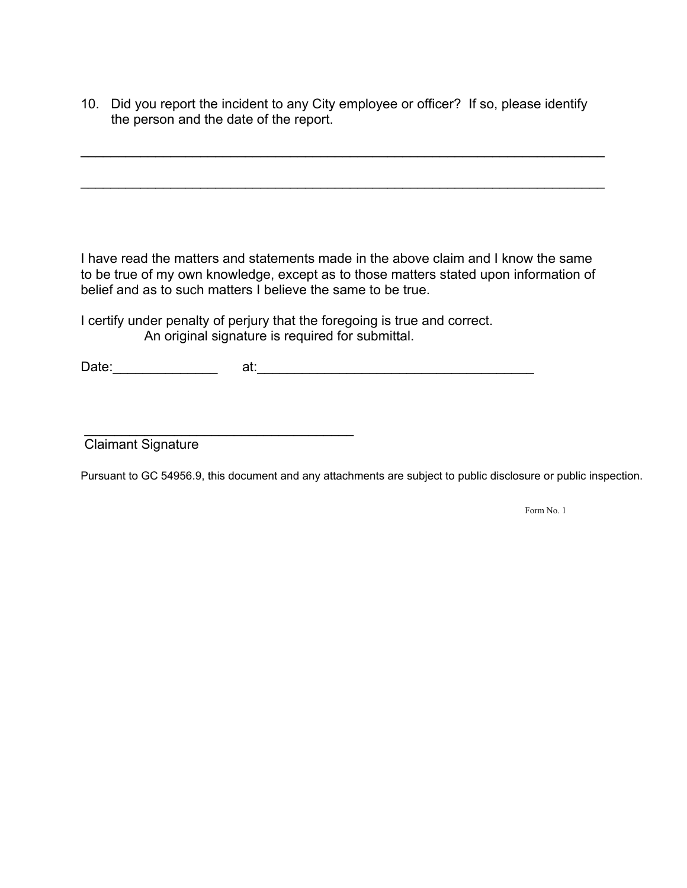10. Did you report the incident to any City employee or officer? If so, please identify the person and the date of the report.

_______________________________________________________________________

_______________________________________________________________________

I have read the matters and statements made in the above claim and I know the same to be true of my own knowledge, except as to those matters stated upon information of belief and as to such matters I believe the same to be true.

I certify under penalty of perjury that the foregoing is true and correct.
An original signature is required for submittal.

Date:______________ at:_____________________________________

_____________________________________
Claimant Signature

Pursuant to GC 54956.9, this document and any attachments are subject to public disclosure or public inspection.

Form No. 1